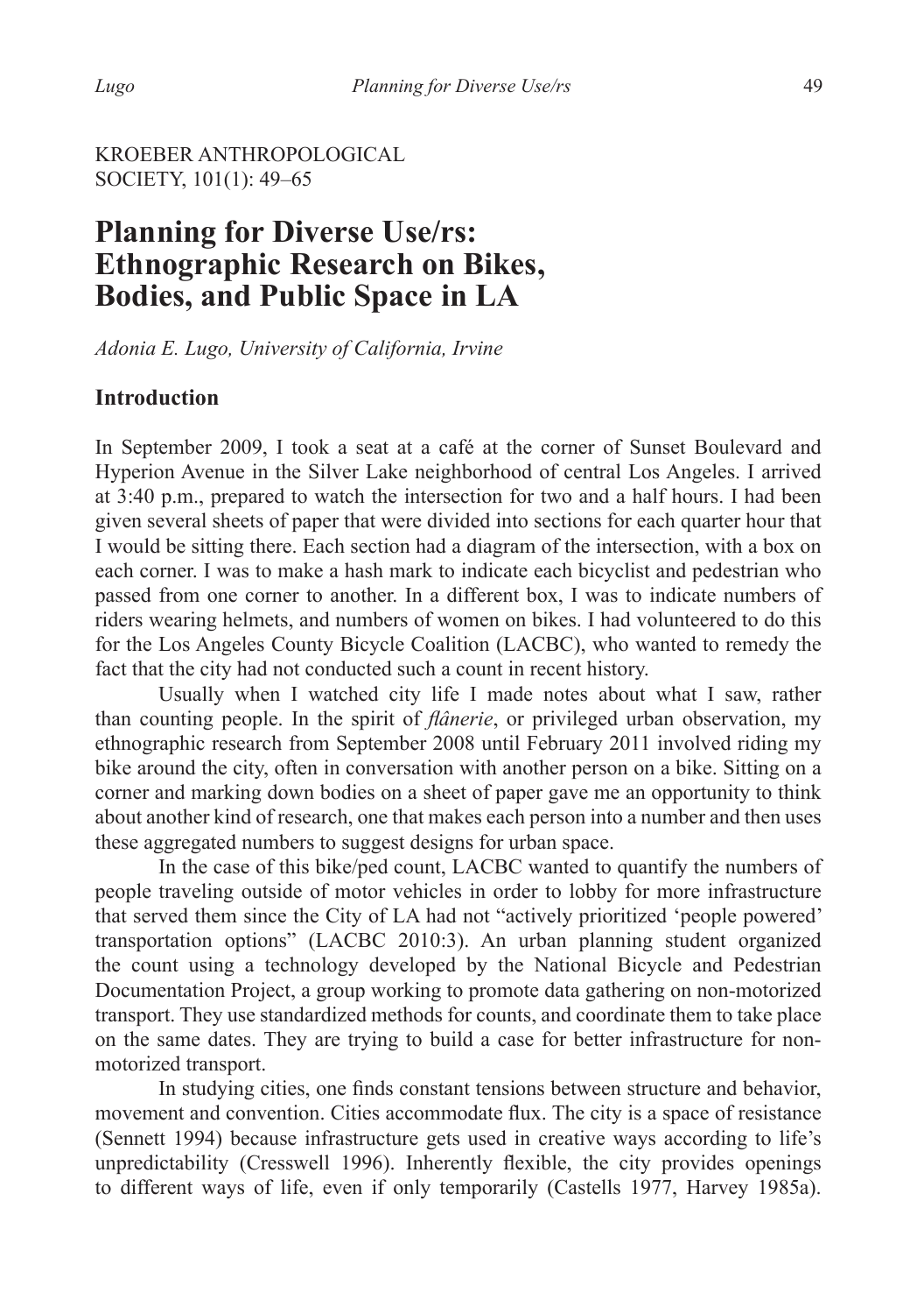KROEBER ANTHROPOLOGICAL SOCIETY, 101(1): 49–65

# Planning for Diverse Use/rs: Ethnographic Research on Bikes, Bodies, and Public Space in LA

*Adonia E. Lugo, University of California, Irvine*

## Introduction

In September 2009, I took a seat at a café at the corner of Sunset Boulevard and Hyperion Avenue in the Silver Lake neighborhood of central Los Angeles. I arrived at 3:40 p.m., prepared to watch the intersection for two and a half hours. I had been given several sheets of paper that were divided into sections for each quarter hour that I would be sitting there. Each section had a diagram of the intersection, with a box on each corner. I was to make a hash mark to indicate each bicyclist and pedestrian who passed from one corner to another. In a different box, I was to indicate numbers of riders wearing helmets, and numbers of women on bikes. I had volunteered to do this for the Los Angeles County Bicycle Coalition (LACBC), who wanted to remedy the fact that the city had not conducted such a count in recent history.

Usually when I watched city life I made notes about what I saw, rather than counting people. In the spirit of *flânerie*, or privileged urban observation, my ethnographic research from September 2008 until February 2011 involved riding my bike around the city, often in conversation with another person on a bike. Sitting on a corner and marking down bodies on a sheet of paper gave me an opportunity to think about another kind of research, one that makes each person into a number and then uses these aggregated numbers to suggest designs for urban space.

In the case of this bike/ped count, LACBC wanted to quantify the numbers of people traveling outside of motor vehicles in order to lobby for more infrastructure that served them since the City of LA had not "actively prioritized 'people powered' transportation options" (LACBC 2010:3). An urban planning student organized the count using a technology developed by the National Bicycle and Pedestrian Documentation Project, a group working to promote data gathering on non-motorized transport. They use standardized methods for counts, and coordinate them to take place on the same dates. They are trying to build a case for better infrastructure for non-motorized transport.

In studying cities, one finds constant tensions between structure and behavior, movement and convention. Cities accommodate flux. The city is a space of resistance (Sennett 1994) because infrastructure gets used in creative ways according to life's unpredictability (Cresswell 1996). Inherently flexible, the city provides openings to different ways of life, even if only temporarily (Castells 1977, Harvey 1985a).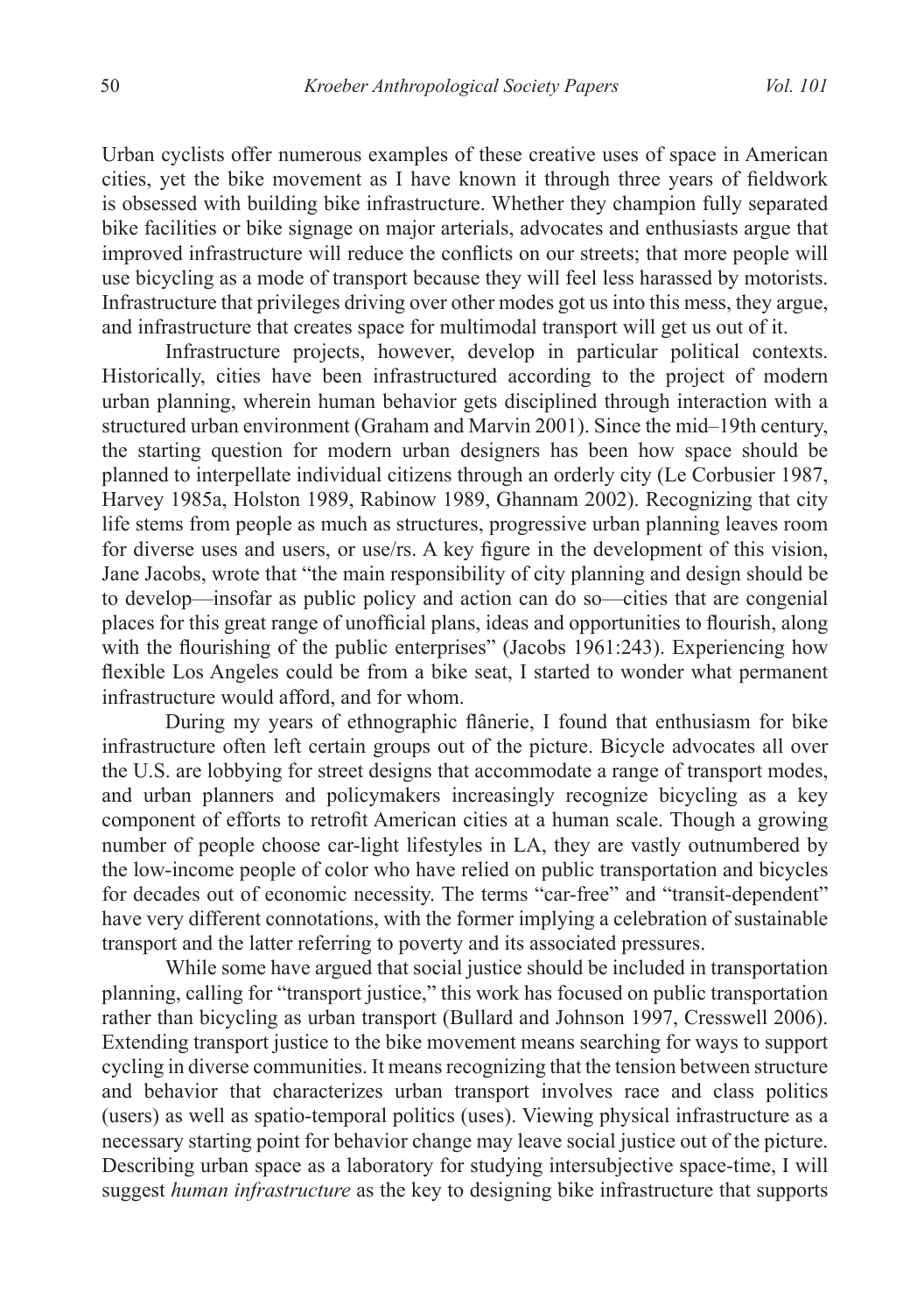Urban cyclists offer numerous examples of these creative uses of space in American cities, yet the bike movement as I have known it through three years of fieldwork is obsessed with building bike infrastructure. Whether they champion fully separated bike facilities or bike signage on major arterials, advocates and enthusiasts argue that improved infrastructure will reduce the conflicts on our streets; that more people will use bicycling as a mode of transport because they will feel less harassed by motorists. Infrastructure that privileges driving over other modes got us into this mess, they argue, and infrastructure that creates space for multimodal transport will get us out of it.

Infrastructure projects, however, develop in particular political contexts. Historically, cities have been infrastructured according to the project of modern urban planning, wherein human behavior gets disciplined through interaction with a structured urban environment (Graham and Marvin 2001). Since the mid–19th century, the starting question for modern urban designers has been how space should be planned to interpellate individual citizens through an orderly city (Le Corbusier 1987, Harvey 1985a, Holston 1989, Rabinow 1989, Ghannam 2002). Recognizing that city life stems from people as much as structures, progressive urban planning leaves room for diverse uses and users, or use/rs. A key figure in the development of this vision, Jane Jacobs, wrote that "the main responsibility of city planning and design should be to develop—insofar as public policy and action can do so—cities that are congenial places for this great range of unofficial plans, ideas and opportunities to flourish, along with the flourishing of the public enterprises" (Jacobs 1961:243). Experiencing how flexible Los Angeles could be from a bike seat, I started to wonder what permanent infrastructure would afford, and for whom.

During my years of ethnographic flânerie, I found that enthusiasm for bike infrastructure often left certain groups out of the picture. Bicycle advocates all over the U.S. are lobbying for street designs that accommodate a range of transport modes, and urban planners and policymakers increasingly recognize bicycling as a key component of efforts to retrofit American cities at a human scale. Though a growing number of people choose car-light lifestyles in LA, they are vastly outnumbered by the low-income people of color who have relied on public transportation and bicycles for decades out of economic necessity. The terms "car-free" and "transit-dependent" have very different connotations, with the former implying a celebration of sustainable transport and the latter referring to poverty and its associated pressures.

While some have argued that social justice should be included in transportation planning, calling for "transport justice," this work has focused on public transportation rather than bicycling as urban transport (Bullard and Johnson 1997, Cresswell 2006). Extending transport justice to the bike movement means searching for ways to support cycling in diverse communities. It means recognizing that the tension between structure and behavior that characterizes urban transport involves race and class politics (users) as well as spatio-temporal politics (uses). Viewing physical infrastructure as a necessary starting point for behavior change may leave social justice out of the picture. Describing urban space as a laboratory for studying intersubjective space-time, I will suggest *human infrastructure* as the key to designing bike infrastructure that supports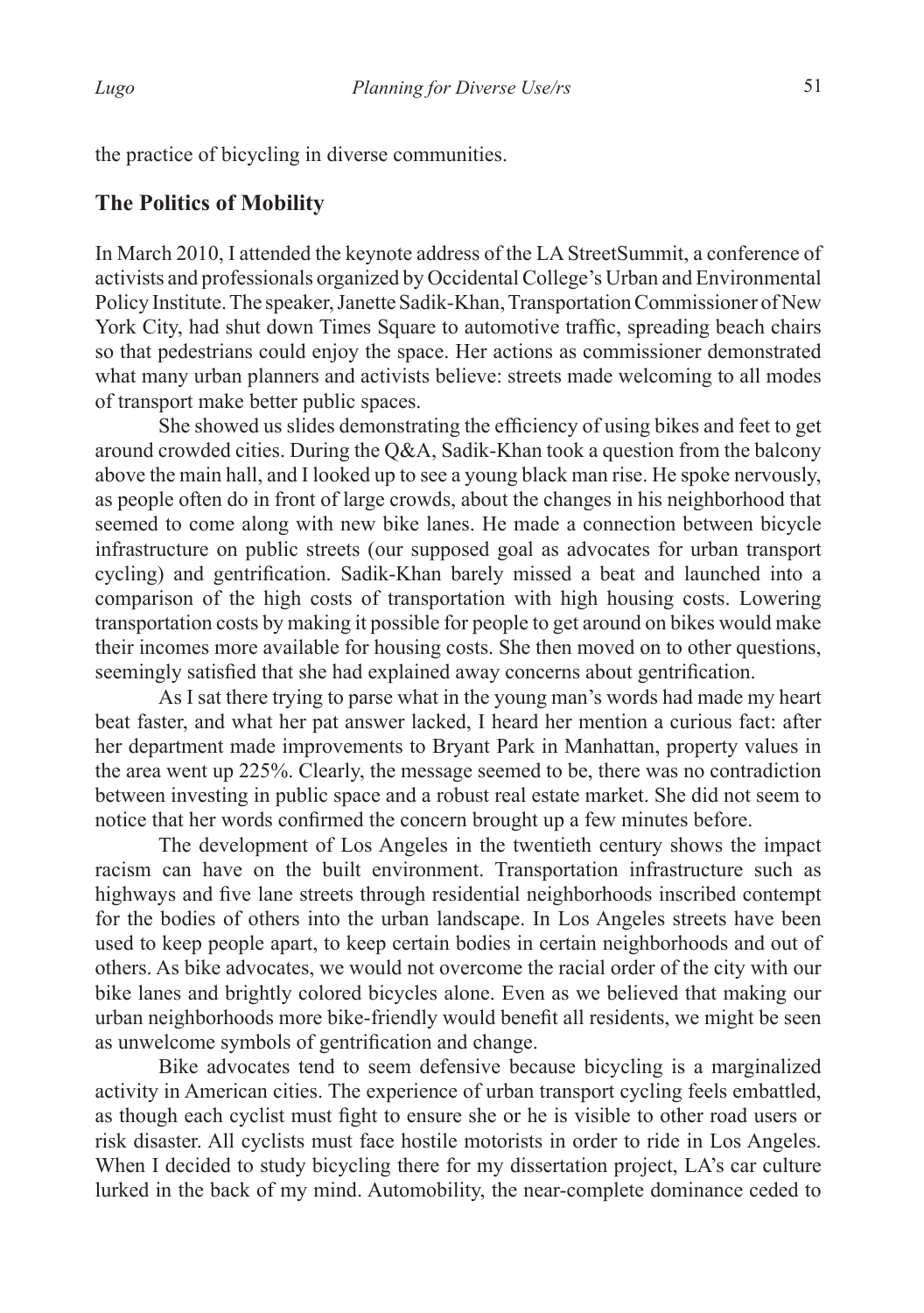the practice of bicycling in diverse communities.

## The Politics of Mobility

In March 2010, I attended the keynote address of the LA StreetSummit, a conference of activists and professionals organized by Occidental College's Urban and Environmental Policy Institute. The speaker, Janette Sadik-Khan, Transportation Commissioner of New York City, had shut down Times Square to automotive traffic, spreading beach chairs so that pedestrians could enjoy the space. Her actions as commissioner demonstrated what many urban planners and activists believe: streets made welcoming to all modes of transport make better public spaces.

She showed us slides demonstrating the efficiency of using bikes and feet to get around crowded cities. During the Q&A, Sadik-Khan took a question from the balcony above the main hall, and I looked up to see a young black man rise. He spoke nervously, as people often do in front of large crowds, about the changes in his neighborhood that seemed to come along with new bike lanes. He made a connection between bicycle infrastructure on public streets (our supposed goal as advocates for urban transport cycling) and gentrification. Sadik-Khan barely missed a beat and launched into a comparison of the high costs of transportation with high housing costs. Lowering transportation costs by making it possible for people to get around on bikes would make their incomes more available for housing costs. She then moved on to other questions, seemingly satisfied that she had explained away concerns about gentrification.

As I sat there trying to parse what in the young man's words had made my heart beat faster, and what her pat answer lacked, I heard her mention a curious fact: after her department made improvements to Bryant Park in Manhattan, property values in the area went up 225%. Clearly, the message seemed to be, there was no contradiction between investing in public space and a robust real estate market. She did not seem to notice that her words confirmed the concern brought up a few minutes before.

The development of Los Angeles in the twentieth century shows the impact racism can have on the built environment. Transportation infrastructure such as highways and five lane streets through residential neighborhoods inscribed contempt for the bodies of others into the urban landscape. In Los Angeles streets have been used to keep people apart, to keep certain bodies in certain neighborhoods and out of others. As bike advocates, we would not overcome the racial order of the city with our bike lanes and brightly colored bicycles alone. Even as we believed that making our urban neighborhoods more bike-friendly would benefit all residents, we might be seen as unwelcome symbols of gentrification and change.

Bike advocates tend to seem defensive because bicycling is a marginalized activity in American cities. The experience of urban transport cycling feels embattled, as though each cyclist must fight to ensure she or he is visible to other road users or risk disaster. All cyclists must face hostile motorists in order to ride in Los Angeles. When I decided to study bicycling there for my dissertation project, LA's car culture lurked in the back of my mind. Automobility, the near-complete dominance ceded to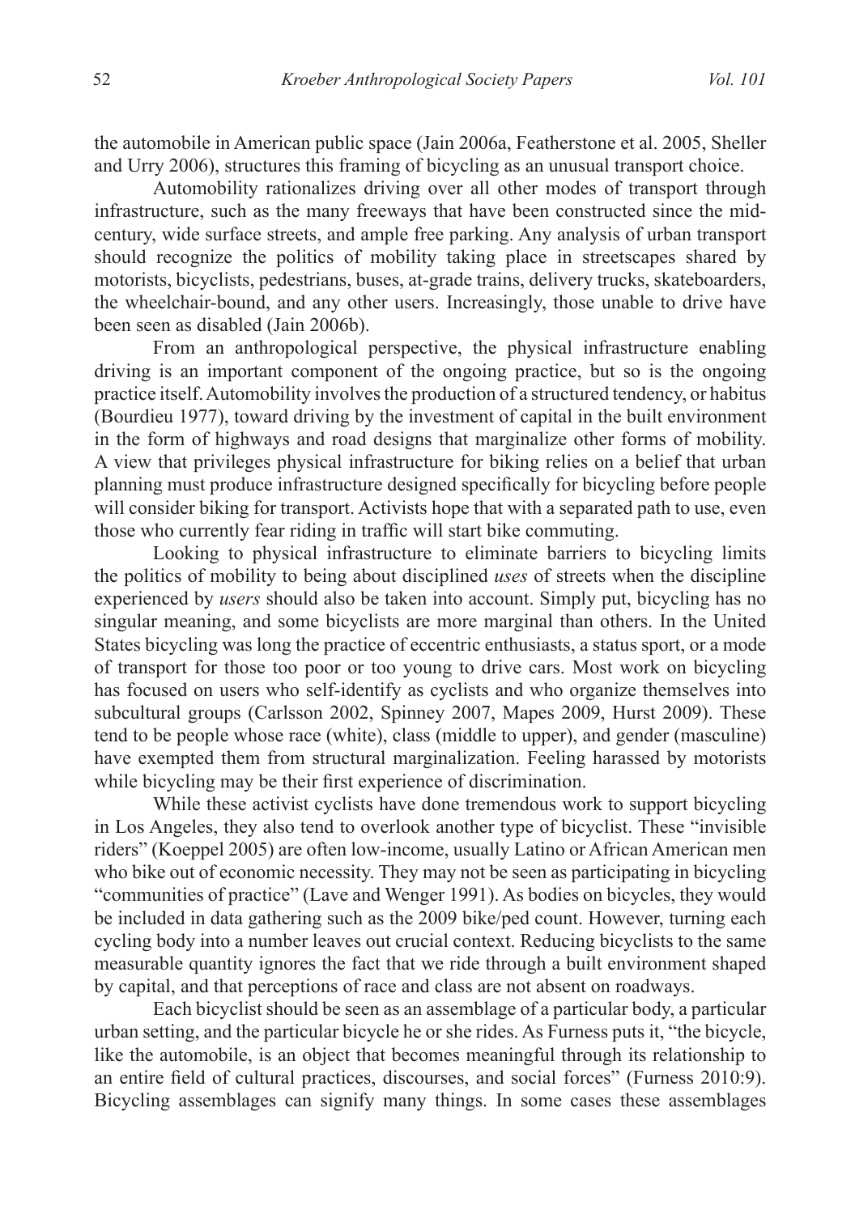the automobile in American public space (Jain 2006a, Featherstone et al. 2005, Sheller and Urry 2006), structures this framing of bicycling as an unusual transport choice.

Automobility rationalizes driving over all other modes of transport through infrastructure, such as the many freeways that have been constructed since the mid-century, wide surface streets, and ample free parking. Any analysis of urban transport should recognize the politics of mobility taking place in streetscapes shared by motorists, bicyclists, pedestrians, buses, at-grade trains, delivery trucks, skateboarders, the wheelchair-bound, and any other users. Increasingly, those unable to drive have been seen as disabled (Jain 2006b).

From an anthropological perspective, the physical infrastructure enabling driving is an important component of the ongoing practice, but so is the ongoing practice itself. Automobility involves the production of a structured tendency, or habitus (Bourdieu 1977), toward driving by the investment of capital in the built environment in the form of highways and road designs that marginalize other forms of mobility. A view that privileges physical infrastructure for biking relies on a belief that urban planning must produce infrastructure designed specifically for bicycling before people will consider biking for transport. Activists hope that with a separated path to use, even those who currently fear riding in traffic will start bike commuting.

Looking to physical infrastructure to eliminate barriers to bicycling limits the politics of mobility to being about disciplined *uses* of streets when the discipline experienced by *users* should also be taken into account. Simply put, bicycling has no singular meaning, and some bicyclists are more marginal than others. In the United States bicycling was long the practice of eccentric enthusiasts, a status sport, or a mode of transport for those too poor or too young to drive cars. Most work on bicycling has focused on users who self-identify as cyclists and who organize themselves into subcultural groups (Carlsson 2002, Spinney 2007, Mapes 2009, Hurst 2009). These tend to be people whose race (white), class (middle to upper), and gender (masculine) have exempted them from structural marginalization. Feeling harassed by motorists while bicycling may be their first experience of discrimination.

While these activist cyclists have done tremendous work to support bicycling in Los Angeles, they also tend to overlook another type of bicyclist. These "invisible riders" (Koeppel 2005) are often low-income, usually Latino or African American men who bike out of economic necessity. They may not be seen as participating in bicycling "communities of practice" (Lave and Wenger 1991). As bodies on bicycles, they would be included in data gathering such as the 2009 bike/ped count. However, turning each cycling body into a number leaves out crucial context. Reducing bicyclists to the same measurable quantity ignores the fact that we ride through a built environment shaped by capital, and that perceptions of race and class are not absent on roadways.

Each bicyclist should be seen as an assemblage of a particular body, a particular urban setting, and the particular bicycle he or she rides. As Furness puts it, "the bicycle, like the automobile, is an object that becomes meaningful through its relationship to an entire field of cultural practices, discourses, and social forces" (Furness 2010:9). Bicycling assemblages can signify many things. In some cases these assemblages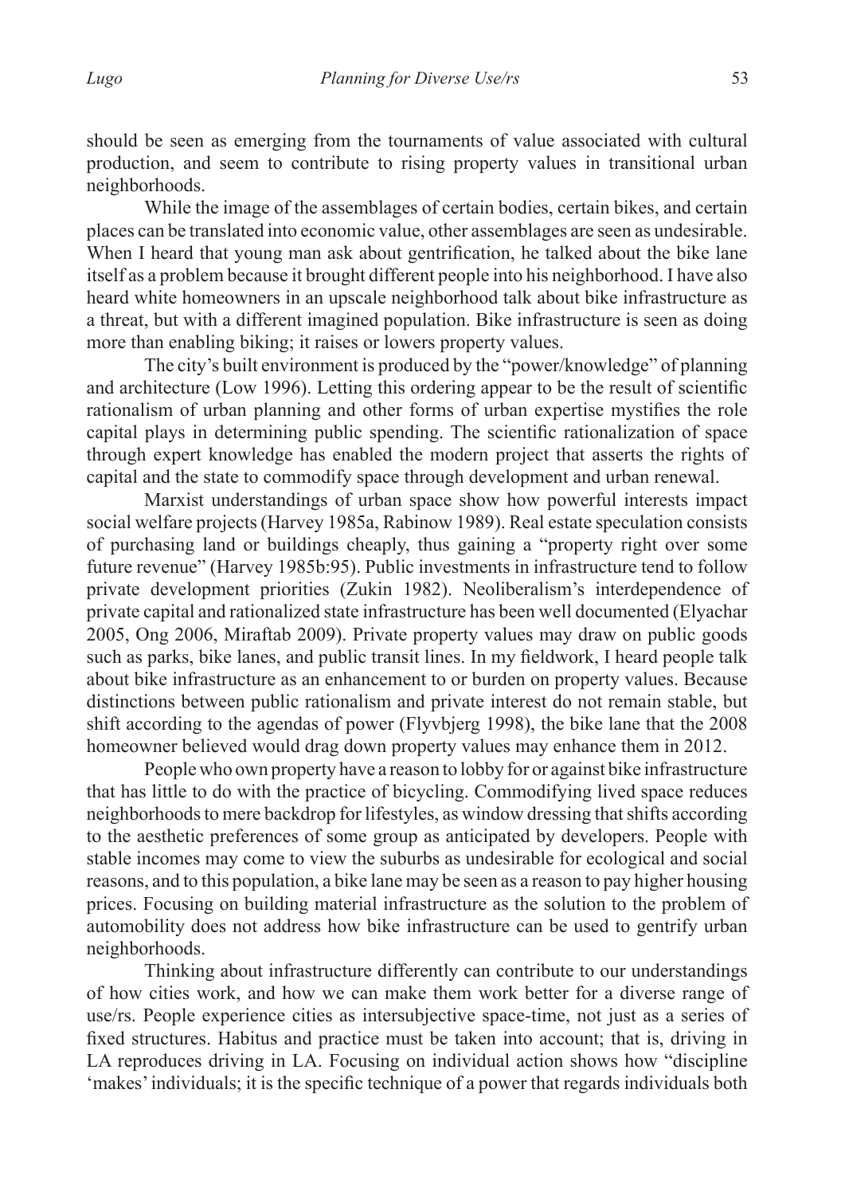should be seen as emerging from the tournaments of value associated with cultural production, and seem to contribute to rising property values in transitional urban neighborhoods.

While the image of the assemblages of certain bodies, certain bikes, and certain places can be translated into economic value, other assemblages are seen as undesirable. When I heard that young man ask about gentrification, he talked about the bike lane itself as a problem because it brought different people into his neighborhood. I have also heard white homeowners in an upscale neighborhood talk about bike infrastructure as a threat, but with a different imagined population. Bike infrastructure is seen as doing more than enabling biking; it raises or lowers property values.

The city's built environment is produced by the "power/knowledge" of planning and architecture (Low 1996). Letting this ordering appear to be the result of scientific rationalism of urban planning and other forms of urban expertise mystifies the role capital plays in determining public spending. The scientific rationalization of space through expert knowledge has enabled the modern project that asserts the rights of capital and the state to commodify space through development and urban renewal.

Marxist understandings of urban space show how powerful interests impact social welfare projects (Harvey 1985a, Rabinow 1989). Real estate speculation consists of purchasing land or buildings cheaply, thus gaining a "property right over some future revenue" (Harvey 1985b:95). Public investments in infrastructure tend to follow private development priorities (Zukin 1982). Neoliberalism's interdependence of private capital and rationalized state infrastructure has been well documented (Elyachar 2005, Ong 2006, Miraftab 2009). Private property values may draw on public goods such as parks, bike lanes, and public transit lines. In my fieldwork, I heard people talk about bike infrastructure as an enhancement to or burden on property values. Because distinctions between public rationalism and private interest do not remain stable, but shift according to the agendas of power (Flyvbjerg 1998), the bike lane that the 2008 homeowner believed would drag down property values may enhance them in 2012.

People who own property have a reason to lobby for or against bike infrastructure that has little to do with the practice of bicycling. Commodifying lived space reduces neighborhoods to mere backdrop for lifestyles, as window dressing that shifts according to the aesthetic preferences of some group as anticipated by developers. People with stable incomes may come to view the suburbs as undesirable for ecological and social reasons, and to this population, a bike lane may be seen as a reason to pay higher housing prices. Focusing on building material infrastructure as the solution to the problem of automobility does not address how bike infrastructure can be used to gentrify urban neighborhoods.

Thinking about infrastructure differently can contribute to our understandings of how cities work, and how we can make them work better for a diverse range of use/rs. People experience cities as intersubjective space-time, not just as a series of fixed structures. Habitus and practice must be taken into account; that is, driving in LA reproduces driving in LA. Focusing on individual action shows how "discipline 'makes' individuals; it is the specific technique of a power that regards individuals both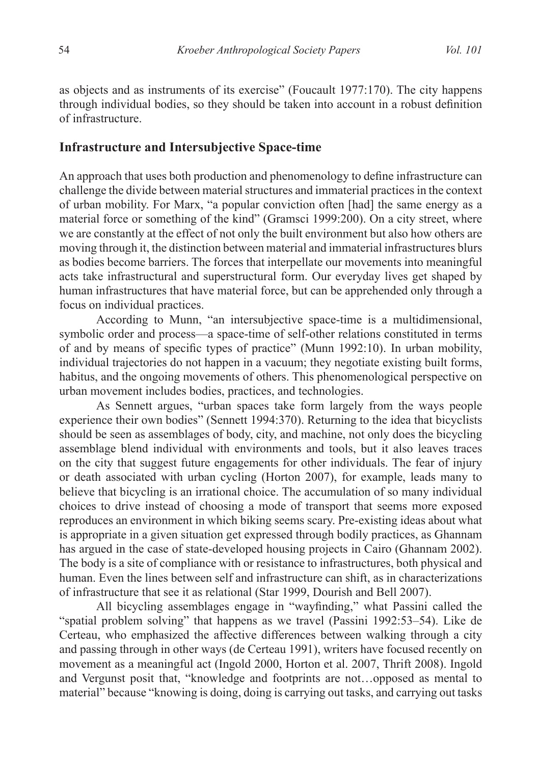as objects and as instruments of its exercise" (Foucault 1977:170). The city happens through individual bodies, so they should be taken into account in a robust definition of infrastructure.

## Infrastructure and Intersubjective Space-time

An approach that uses both production and phenomenology to define infrastructure can challenge the divide between material structures and immaterial practices in the context of urban mobility. For Marx, "a popular conviction often [had] the same energy as a material force or something of the kind" (Gramsci 1999:200). On a city street, where we are constantly at the effect of not only the built environment but also how others are moving through it, the distinction between material and immaterial infrastructures blurs as bodies become barriers. The forces that interpellate our movements into meaningful acts take infrastructural and superstructural form. Our everyday lives get shaped by human infrastructures that have material force, but can be apprehended only through a focus on individual practices.

According to Munn, "an intersubjective space-time is a multidimensional, symbolic order and process—a space-time of self-other relations constituted in terms of and by means of specific types of practice" (Munn 1992:10). In urban mobility, individual trajectories do not happen in a vacuum; they negotiate existing built forms, habitus, and the ongoing movements of others. This phenomenological perspective on urban movement includes bodies, practices, and technologies.

As Sennett argues, "urban spaces take form largely from the ways people experience their own bodies" (Sennett 1994:370). Returning to the idea that bicyclists should be seen as assemblages of body, city, and machine, not only does the bicycling assemblage blend individual with environments and tools, but it also leaves traces on the city that suggest future engagements for other individuals. The fear of injury or death associated with urban cycling (Horton 2007), for example, leads many to believe that bicycling is an irrational choice. The accumulation of so many individual choices to drive instead of choosing a mode of transport that seems more exposed reproduces an environment in which biking seems scary. Pre-existing ideas about what is appropriate in a given situation get expressed through bodily practices, as Ghannam has argued in the case of state-developed housing projects in Cairo (Ghannam 2002). The body is a site of compliance with or resistance to infrastructures, both physical and human. Even the lines between self and infrastructure can shift, as in characterizations of infrastructure that see it as relational (Star 1999, Dourish and Bell 2007).

All bicycling assemblages engage in "wayfinding," what Passini called the "spatial problem solving" that happens as we travel (Passini 1992:53–54). Like de Certeau, who emphasized the affective differences between walking through a city and passing through in other ways (de Certeau 1991), writers have focused recently on movement as a meaningful act (Ingold 2000, Horton et al. 2007, Thrift 2008). Ingold and Vergunst posit that, "knowledge and footprints are not…opposed as mental to material" because "knowing is doing, doing is carrying out tasks, and carrying out tasks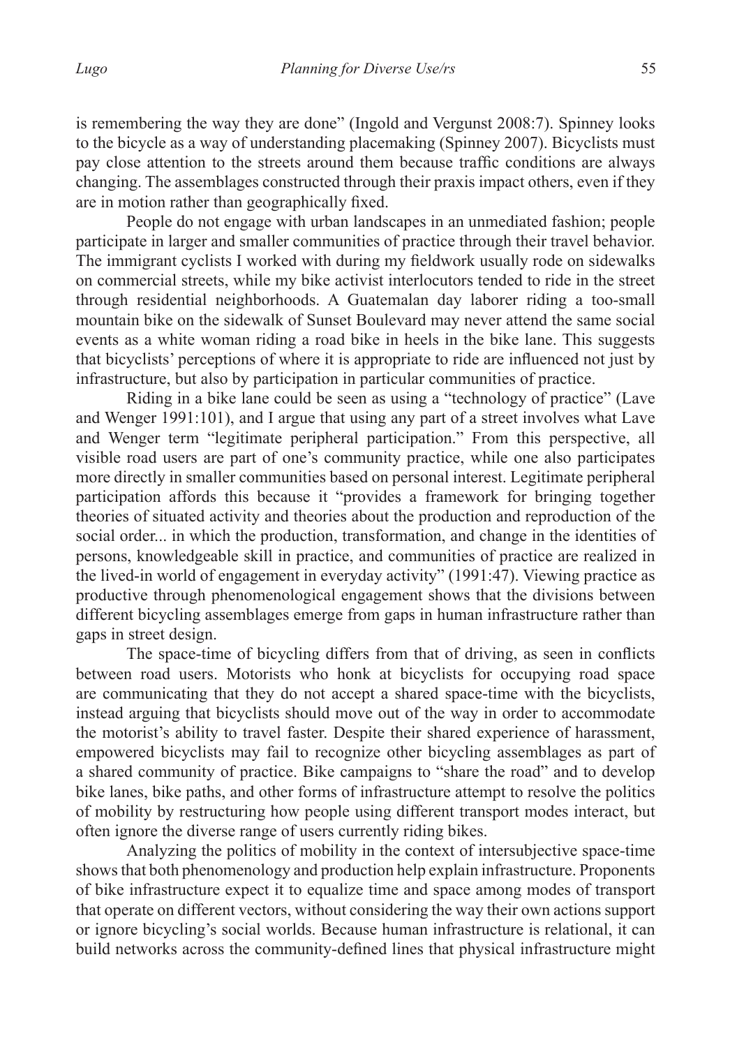is remembering the way they are done" (Ingold and Vergunst 2008:7). Spinney looks to the bicycle as a way of understanding placemaking (Spinney 2007). Bicyclists must pay close attention to the streets around them because traffic conditions are always changing. The assemblages constructed through their praxis impact others, even if they are in motion rather than geographically fixed.

People do not engage with urban landscapes in an unmediated fashion; people participate in larger and smaller communities of practice through their travel behavior. The immigrant cyclists I worked with during my fieldwork usually rode on sidewalks on commercial streets, while my bike activist interlocutors tended to ride in the street through residential neighborhoods. A Guatemalan day laborer riding a too-small mountain bike on the sidewalk of Sunset Boulevard may never attend the same social events as a white woman riding a road bike in heels in the bike lane. This suggests that bicyclists' perceptions of where it is appropriate to ride are influenced not just by infrastructure, but also by participation in particular communities of practice.

Riding in a bike lane could be seen as using a "technology of practice" (Lave and Wenger 1991:101), and I argue that using any part of a street involves what Lave and Wenger term "legitimate peripheral participation." From this perspective, all visible road users are part of one's community practice, while one also participates more directly in smaller communities based on personal interest. Legitimate peripheral participation affords this because it "provides a framework for bringing together theories of situated activity and theories about the production and reproduction of the social order... in which the production, transformation, and change in the identities of persons, knowledgeable skill in practice, and communities of practice are realized in the lived-in world of engagement in everyday activity" (1991:47). Viewing practice as productive through phenomenological engagement shows that the divisions between different bicycling assemblages emerge from gaps in human infrastructure rather than gaps in street design.

The space-time of bicycling differs from that of driving, as seen in conflicts between road users. Motorists who honk at bicyclists for occupying road space are communicating that they do not accept a shared space-time with the bicyclists, instead arguing that bicyclists should move out of the way in order to accommodate the motorist's ability to travel faster. Despite their shared experience of harassment, empowered bicyclists may fail to recognize other bicycling assemblages as part of a shared community of practice. Bike campaigns to "share the road" and to develop bike lanes, bike paths, and other forms of infrastructure attempt to resolve the politics of mobility by restructuring how people using different transport modes interact, but often ignore the diverse range of users currently riding bikes.

Analyzing the politics of mobility in the context of intersubjective space-time shows that both phenomenology and production help explain infrastructure. Proponents of bike infrastructure expect it to equalize time and space among modes of transport that operate on different vectors, without considering the way their own actions support or ignore bicycling's social worlds. Because human infrastructure is relational, it can build networks across the community-defined lines that physical infrastructure might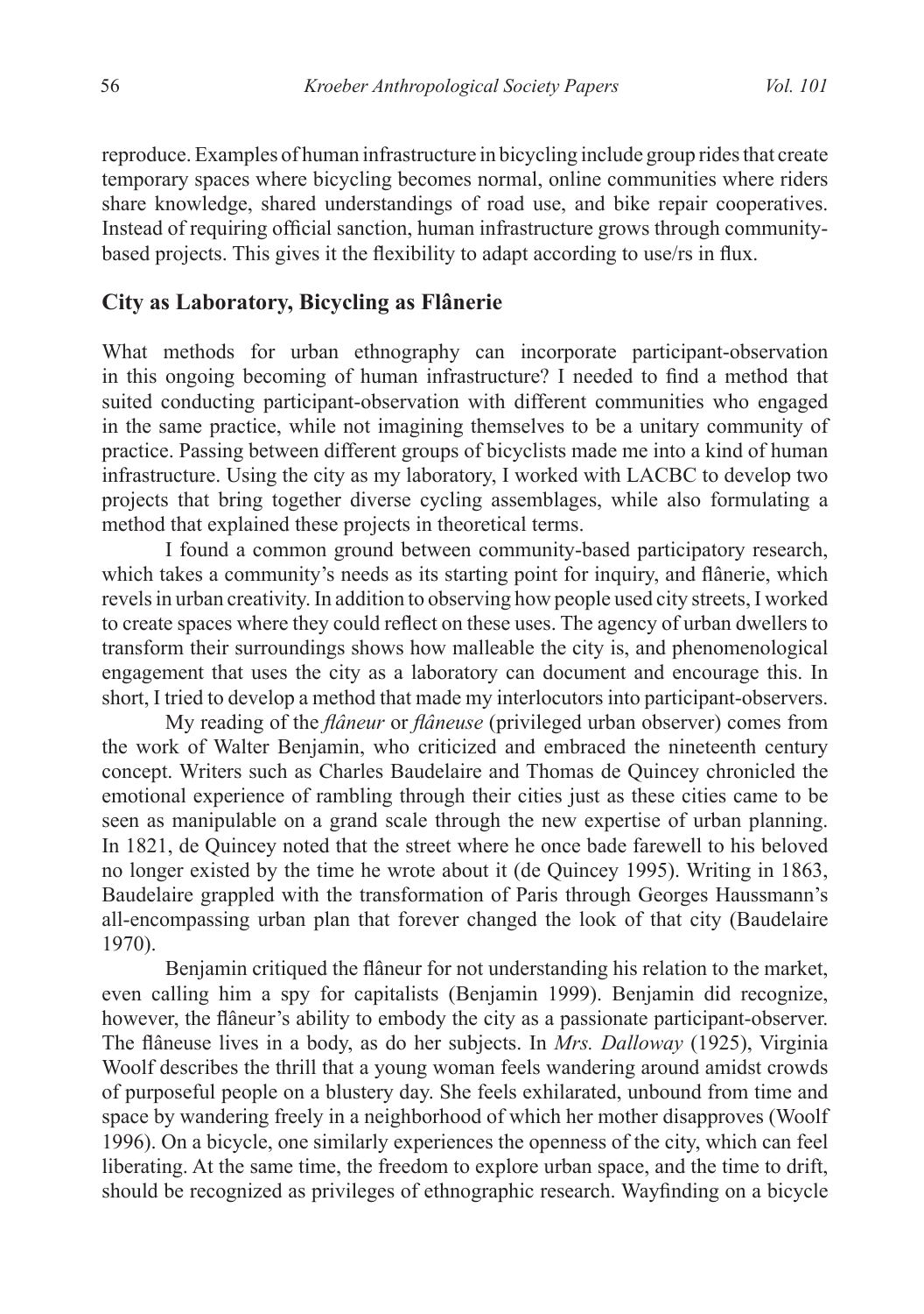reproduce. Examples of human infrastructure in bicycling include group rides that create temporary spaces where bicycling becomes normal, online communities where riders share knowledge, shared understandings of road use, and bike repair cooperatives. Instead of requiring official sanction, human infrastructure grows through community-based projects. This gives it the flexibility to adapt according to use/rs in flux.

## City as Laboratory, Bicycling as Flânerie

What methods for urban ethnography can incorporate participant-observation in this ongoing becoming of human infrastructure? I needed to find a method that suited conducting participant-observation with different communities who engaged in the same practice, while not imagining themselves to be a unitary community of practice. Passing between different groups of bicyclists made me into a kind of human infrastructure. Using the city as my laboratory, I worked with LACBC to develop two projects that bring together diverse cycling assemblages, while also formulating a method that explained these projects in theoretical terms.

I found a common ground between community-based participatory research, which takes a community's needs as its starting point for inquiry, and flânerie, which revels in urban creativity. In addition to observing how people used city streets, I worked to create spaces where they could reflect on these uses. The agency of urban dwellers to transform their surroundings shows how malleable the city is, and phenomenological engagement that uses the city as a laboratory can document and encourage this. In short, I tried to develop a method that made my interlocutors into participant-observers.

My reading of the *flâneur* or *flâneuse* (privileged urban observer) comes from the work of Walter Benjamin, who criticized and embraced the nineteenth century concept. Writers such as Charles Baudelaire and Thomas de Quincey chronicled the emotional experience of rambling through their cities just as these cities came to be seen as manipulable on a grand scale through the new expertise of urban planning. In 1821, de Quincey noted that the street where he once bade farewell to his beloved no longer existed by the time he wrote about it (de Quincey 1995). Writing in 1863, Baudelaire grappled with the transformation of Paris through Georges Haussmann's all-encompassing urban plan that forever changed the look of that city (Baudelaire 1970).

Benjamin critiqued the flâneur for not understanding his relation to the market, even calling him a spy for capitalists (Benjamin 1999). Benjamin did recognize, however, the flâneur's ability to embody the city as a passionate participant-observer. The flâneuse lives in a body, as do her subjects. In *Mrs. Dalloway* (1925), Virginia Woolf describes the thrill that a young woman feels wandering around amidst crowds of purposeful people on a blustery day. She feels exhilarated, unbound from time and space by wandering freely in a neighborhood of which her mother disapproves (Woolf 1996). On a bicycle, one similarly experiences the openness of the city, which can feel liberating. At the same time, the freedom to explore urban space, and the time to drift, should be recognized as privileges of ethnographic research. Wayfinding on a bicycle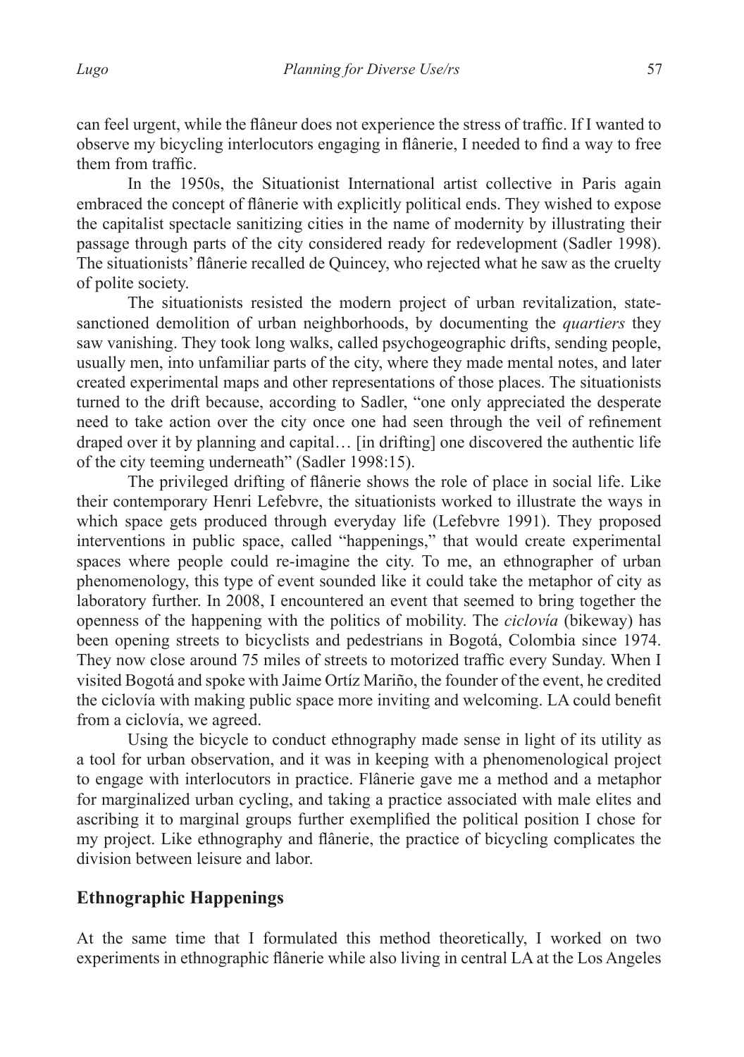can feel urgent, while the flâneur does not experience the stress of traffic. If I wanted to observe my bicycling interlocutors engaging in flânerie, I needed to find a way to free them from traffic.

In the 1950s, the Situationist International artist collective in Paris again embraced the concept of flânerie with explicitly political ends. They wished to expose the capitalist spectacle sanitizing cities in the name of modernity by illustrating their passage through parts of the city considered ready for redevelopment (Sadler 1998). The situationists' flânerie recalled de Quincey, who rejected what he saw as the cruelty of polite society.

The situationists resisted the modern project of urban revitalization, state-sanctioned demolition of urban neighborhoods, by documenting the *quartiers* they saw vanishing. They took long walks, called psychogeographic drifts, sending people, usually men, into unfamiliar parts of the city, where they made mental notes, and later created experimental maps and other representations of those places. The situationists turned to the drift because, according to Sadler, "one only appreciated the desperate need to take action over the city once one had seen through the veil of refinement draped over it by planning and capital… [in drifting] one discovered the authentic life of the city teeming underneath" (Sadler 1998:15).

The privileged drifting of flânerie shows the role of place in social life. Like their contemporary Henri Lefebvre, the situationists worked to illustrate the ways in which space gets produced through everyday life (Lefebvre 1991). They proposed interventions in public space, called "happenings," that would create experimental spaces where people could re-imagine the city. To me, an ethnographer of urban phenomenology, this type of event sounded like it could take the metaphor of city as laboratory further. In 2008, I encountered an event that seemed to bring together the openness of the happening with the politics of mobility. The *ciclovía* (bikeway) has been opening streets to bicyclists and pedestrians in Bogotá, Colombia since 1974. They now close around 75 miles of streets to motorized traffic every Sunday. When I visited Bogotá and spoke with Jaime Ortíz Mariño, the founder of the event, he credited the ciclovía with making public space more inviting and welcoming. LA could benefit from a ciclovía, we agreed.

Using the bicycle to conduct ethnography made sense in light of its utility as a tool for urban observation, and it was in keeping with a phenomenological project to engage with interlocutors in practice. Flânerie gave me a method and a metaphor for marginalized urban cycling, and taking a practice associated with male elites and ascribing it to marginal groups further exemplified the political position I chose for my project. Like ethnography and flânerie, the practice of bicycling complicates the division between leisure and labor.

## Ethnographic Happenings

At the same time that I formulated this method theoretically, I worked on two experiments in ethnographic flânerie while also living in central LA at the Los Angeles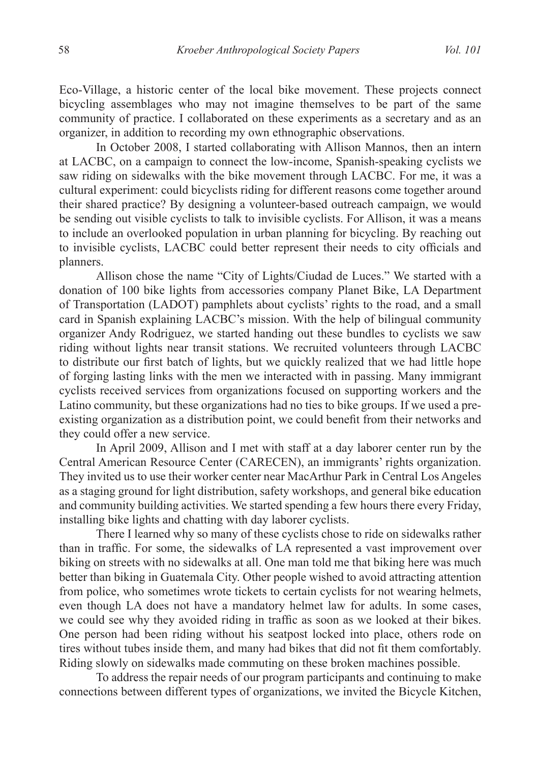Eco-Village, a historic center of the local bike movement. These projects connect bicycling assemblages who may not imagine themselves to be part of the same community of practice. I collaborated on these experiments as a secretary and as an organizer, in addition to recording my own ethnographic observations.

In October 2008, I started collaborating with Allison Mannos, then an intern at LACBC, on a campaign to connect the low-income, Spanish-speaking cyclists we saw riding on sidewalks with the bike movement through LACBC. For me, it was a cultural experiment: could bicyclists riding for different reasons come together around their shared practice? By designing a volunteer-based outreach campaign, we would be sending out visible cyclists to talk to invisible cyclists. For Allison, it was a means to include an overlooked population in urban planning for bicycling. By reaching out to invisible cyclists, LACBC could better represent their needs to city officials and planners.

Allison chose the name "City of Lights/Ciudad de Luces." We started with a donation of 100 bike lights from accessories company Planet Bike, LA Department of Transportation (LADOT) pamphlets about cyclists' rights to the road, and a small card in Spanish explaining LACBC's mission. With the help of bilingual community organizer Andy Rodriguez, we started handing out these bundles to cyclists we saw riding without lights near transit stations. We recruited volunteers through LACBC to distribute our first batch of lights, but we quickly realized that we had little hope of forging lasting links with the men we interacted with in passing. Many immigrant cyclists received services from organizations focused on supporting workers and the Latino community, but these organizations had no ties to bike groups. If we used a pre-existing organization as a distribution point, we could benefit from their networks and they could offer a new service.

In April 2009, Allison and I met with staff at a day laborer center run by the Central American Resource Center (CARECEN), an immigrants' rights organization. They invited us to use their worker center near MacArthur Park in Central Los Angeles as a staging ground for light distribution, safety workshops, and general bike education and community building activities. We started spending a few hours there every Friday, installing bike lights and chatting with day laborer cyclists.

There I learned why so many of these cyclists chose to ride on sidewalks rather than in traffic. For some, the sidewalks of LA represented a vast improvement over biking on streets with no sidewalks at all. One man told me that biking here was much better than biking in Guatemala City. Other people wished to avoid attracting attention from police, who sometimes wrote tickets to certain cyclists for not wearing helmets, even though LA does not have a mandatory helmet law for adults. In some cases, we could see why they avoided riding in traffic as soon as we looked at their bikes. One person had been riding without his seatpost locked into place, others rode on tires without tubes inside them, and many had bikes that did not fit them comfortably. Riding slowly on sidewalks made commuting on these broken machines possible.

To address the repair needs of our program participants and continuing to make connections between different types of organizations, we invited the Bicycle Kitchen,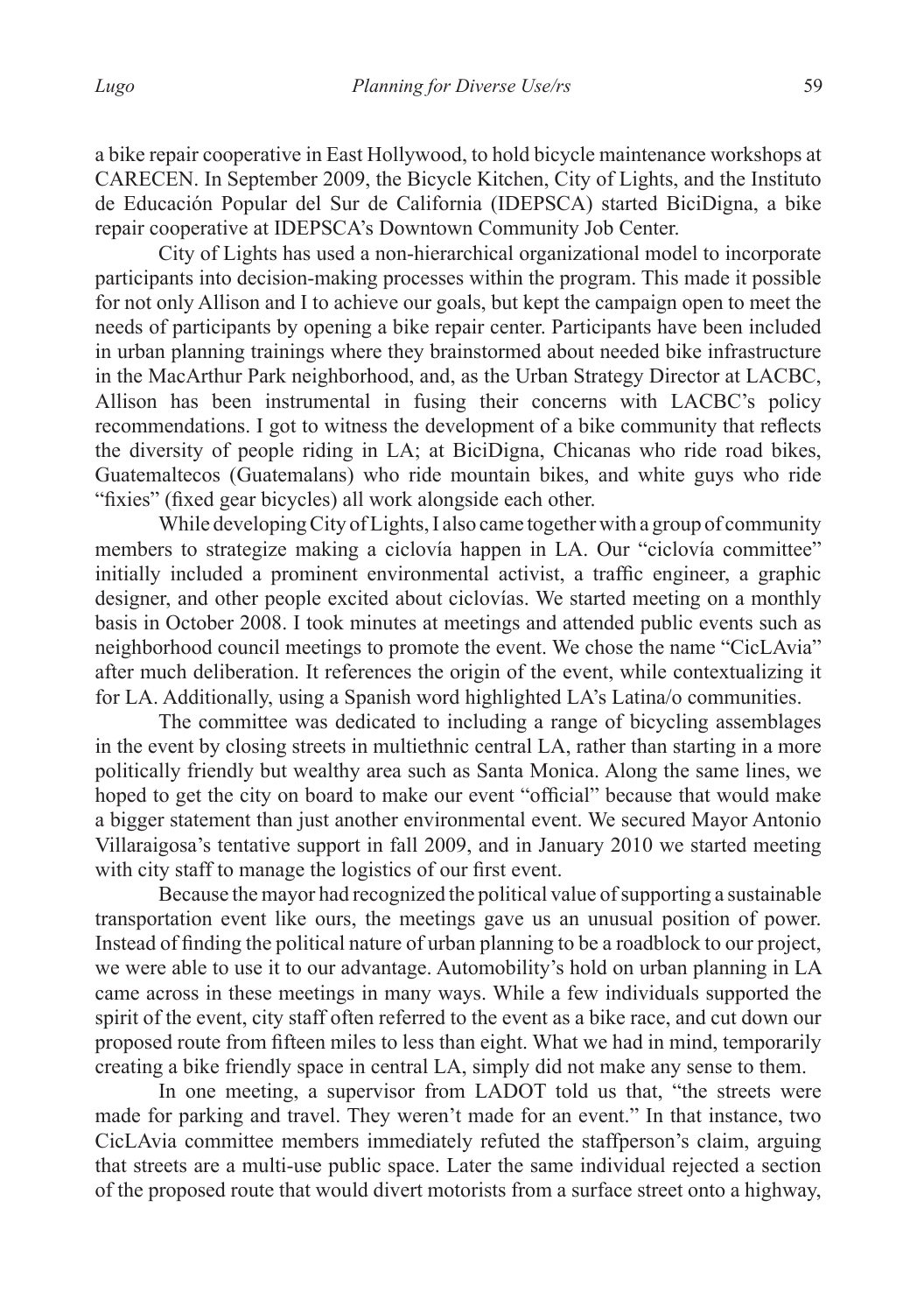a bike repair cooperative in East Hollywood, to hold bicycle maintenance workshops at CARECEN. In September 2009, the Bicycle Kitchen, City of Lights, and the Instituto de Educación Popular del Sur de California (IDEPSCA) started BiciDigna, a bike repair cooperative at IDEPSCA's Downtown Community Job Center.

City of Lights has used a non-hierarchical organizational model to incorporate participants into decision-making processes within the program. This made it possible for not only Allison and I to achieve our goals, but kept the campaign open to meet the needs of participants by opening a bike repair center. Participants have been included in urban planning trainings where they brainstormed about needed bike infrastructure in the MacArthur Park neighborhood, and, as the Urban Strategy Director at LACBC, Allison has been instrumental in fusing their concerns with LACBC's policy recommendations. I got to witness the development of a bike community that reflects the diversity of people riding in LA; at BiciDigna, Chicanas who ride road bikes, Guatemaltecos (Guatemalans) who ride mountain bikes, and white guys who ride "fixies" (fixed gear bicycles) all work alongside each other.

While developing City of Lights, I also came together with a group of community members to strategize making a ciclovía happen in LA. Our "ciclovía committee" initially included a prominent environmental activist, a traffic engineer, a graphic designer, and other people excited about ciclovías. We started meeting on a monthly basis in October 2008. I took minutes at meetings and attended public events such as neighborhood council meetings to promote the event. We chose the name "CicLAvia" after much deliberation. It references the origin of the event, while contextualizing it for LA. Additionally, using a Spanish word highlighted LA's Latina/o communities.

The committee was dedicated to including a range of bicycling assemblages in the event by closing streets in multiethnic central LA, rather than starting in a more politically friendly but wealthy area such as Santa Monica. Along the same lines, we hoped to get the city on board to make our event "official" because that would make a bigger statement than just another environmental event. We secured Mayor Antonio Villaraigosa's tentative support in fall 2009, and in January 2010 we started meeting with city staff to manage the logistics of our first event.

Because the mayor had recognized the political value of supporting a sustainable transportation event like ours, the meetings gave us an unusual position of power. Instead of finding the political nature of urban planning to be a roadblock to our project, we were able to use it to our advantage. Automobility's hold on urban planning in LA came across in these meetings in many ways. While a few individuals supported the spirit of the event, city staff often referred to the event as a bike race, and cut down our proposed route from fifteen miles to less than eight. What we had in mind, temporarily creating a bike friendly space in central LA, simply did not make any sense to them.

In one meeting, a supervisor from LADOT told us that, "the streets were made for parking and travel. They weren't made for an event." In that instance, two CicLAvia committee members immediately refuted the staffperson's claim, arguing that streets are a multi-use public space. Later the same individual rejected a section of the proposed route that would divert motorists from a surface street onto a highway,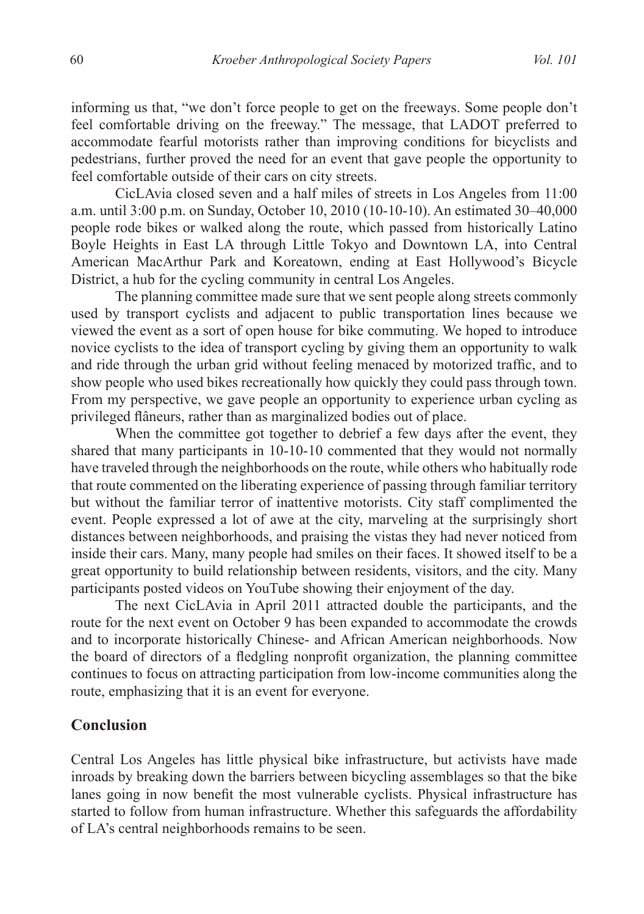informing us that, "we don't force people to get on the freeways. Some people don't feel comfortable driving on the freeway." The message, that LADOT preferred to accommodate fearful motorists rather than improving conditions for bicyclists and pedestrians, further proved the need for an event that gave people the opportunity to feel comfortable outside of their cars on city streets.

CicLAvia closed seven and a half miles of streets in Los Angeles from 11:00 a.m. until 3:00 p.m. on Sunday, October 10, 2010 (10-10-10). An estimated 30–40,000 people rode bikes or walked along the route, which passed from historically Latino Boyle Heights in East LA through Little Tokyo and Downtown LA, into Central American MacArthur Park and Koreatown, ending at East Hollywood's Bicycle District, a hub for the cycling community in central Los Angeles.

The planning committee made sure that we sent people along streets commonly used by transport cyclists and adjacent to public transportation lines because we viewed the event as a sort of open house for bike commuting. We hoped to introduce novice cyclists to the idea of transport cycling by giving them an opportunity to walk and ride through the urban grid without feeling menaced by motorized traffic, and to show people who used bikes recreationally how quickly they could pass through town. From my perspective, we gave people an opportunity to experience urban cycling as privileged flâneurs, rather than as marginalized bodies out of place.

When the committee got together to debrief a few days after the event, they shared that many participants in 10-10-10 commented that they would not normally have traveled through the neighborhoods on the route, while others who habitually rode that route commented on the liberating experience of passing through familiar territory but without the familiar terror of inattentive motorists. City staff complimented the event. People expressed a lot of awe at the city, marveling at the surprisingly short distances between neighborhoods, and praising the vistas they had never noticed from inside their cars. Many, many people had smiles on their faces. It showed itself to be a great opportunity to build relationship between residents, visitors, and the city. Many participants posted videos on YouTube showing their enjoyment of the day.

The next CicLAvia in April 2011 attracted double the participants, and the route for the next event on October 9 has been expanded to accommodate the crowds and to incorporate historically Chinese- and African American neighborhoods. Now the board of directors of a fledgling nonprofit organization, the planning committee continues to focus on attracting participation from low-income communities along the route, emphasizing that it is an event for everyone.

## Conclusion

Central Los Angeles has little physical bike infrastructure, but activists have made inroads by breaking down the barriers between bicycling assemblages so that the bike lanes going in now benefit the most vulnerable cyclists. Physical infrastructure has started to follow from human infrastructure. Whether this safeguards the affordability of LA's central neighborhoods remains to be seen.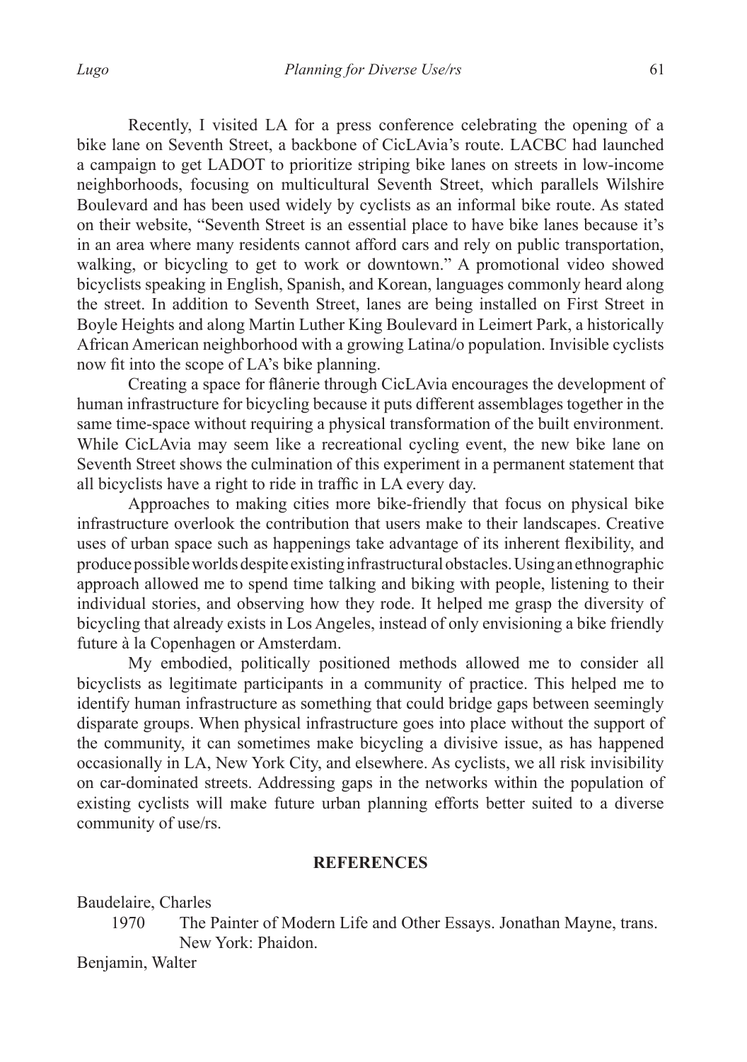Recently, I visited LA for a press conference celebrating the opening of a bike lane on Seventh Street, a backbone of CicLAvia's route. LACBC had launched a campaign to get LADOT to prioritize striping bike lanes on streets in low-income neighborhoods, focusing on multicultural Seventh Street, which parallels Wilshire Boulevard and has been used widely by cyclists as an informal bike route. As stated on their website, "Seventh Street is an essential place to have bike lanes because it's in an area where many residents cannot afford cars and rely on public transportation, walking, or bicycling to get to work or downtown." A promotional video showed bicyclists speaking in English, Spanish, and Korean, languages commonly heard along the street. In addition to Seventh Street, lanes are being installed on First Street in Boyle Heights and along Martin Luther King Boulevard in Leimert Park, a historically African American neighborhood with a growing Latina/o population. Invisible cyclists now fit into the scope of LA's bike planning.

Creating a space for flânerie through CicLAvia encourages the development of human infrastructure for bicycling because it puts different assemblages together in the same time-space without requiring a physical transformation of the built environment. While CicLAvia may seem like a recreational cycling event, the new bike lane on Seventh Street shows the culmination of this experiment in a permanent statement that all bicyclists have a right to ride in traffic in LA every day.

Approaches to making cities more bike-friendly that focus on physical bike infrastructure overlook the contribution that users make to their landscapes. Creative uses of urban space such as happenings take advantage of its inherent flexibility, and produce possible worlds despite existing infrastructural obstacles. Using an ethnographic approach allowed me to spend time talking and biking with people, listening to their individual stories, and observing how they rode. It helped me grasp the diversity of bicycling that already exists in Los Angeles, instead of only envisioning a bike friendly future à la Copenhagen or Amsterdam.

My embodied, politically positioned methods allowed me to consider all bicyclists as legitimate participants in a community of practice. This helped me to identify human infrastructure as something that could bridge gaps between seemingly disparate groups. When physical infrastructure goes into place without the support of the community, it can sometimes make bicycling a divisive issue, as has happened occasionally in LA, New York City, and elsewhere. As cyclists, we all risk invisibility on car-dominated streets. Addressing gaps in the networks within the population of existing cyclists will make future urban planning efforts better suited to a diverse community of use/rs.

## REFERENCES

Baudelaire, Charles

1970 The Painter of Modern Life and Other Essays. Jonathan Mayne, trans. New York: Phaidon.

Benjamin, Walter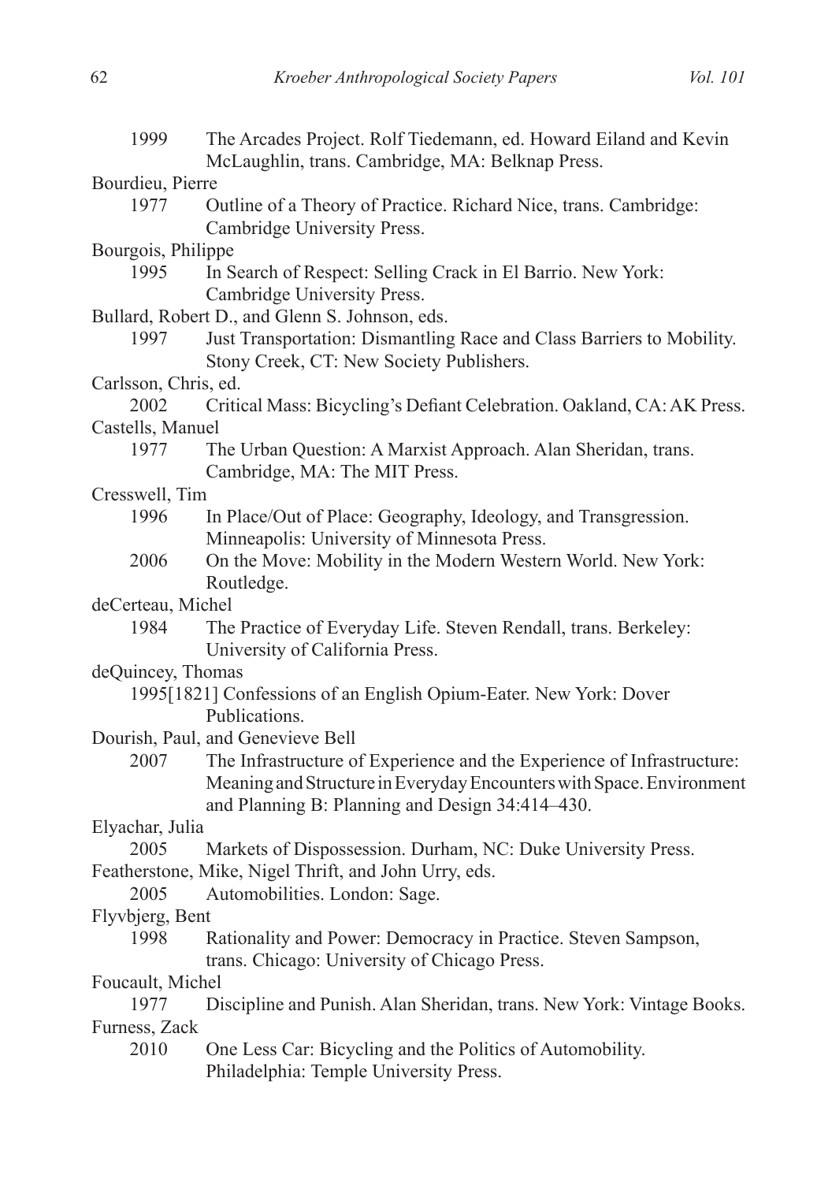1999 The Arcades Project. Rolf Tiedemann, ed. Howard Eiland and Kevin McLaughlin, trans. Cambridge, MA: Belknap Press.

Bourdieu, Pierre

1977 Outline of a Theory of Practice. Richard Nice, trans. Cambridge: Cambridge University Press.

Bourgois, Philippe

1995 In Search of Respect: Selling Crack in El Barrio. New York: Cambridge University Press.

Bullard, Robert D., and Glenn S. Johnson, eds.

1997 Just Transportation: Dismantling Race and Class Barriers to Mobility. Stony Creek, CT: New Society Publishers.

Carlsson, Chris, ed.

2002 Critical Mass: Bicycling's Defiant Celebration. Oakland, CA: AK Press.

Castells, Manuel

1977 The Urban Question: A Marxist Approach. Alan Sheridan, trans. Cambridge, MA: The MIT Press.

Cresswell, Tim

1996 In Place/Out of Place: Geography, Ideology, and Transgression. Minneapolis: University of Minnesota Press.

2006 On the Move: Mobility in the Modern Western World. New York: Routledge.

deCerteau, Michel

1984 The Practice of Everyday Life. Steven Rendall, trans. Berkeley: University of California Press.

deQuincey, Thomas

1995[1821] Confessions of an English Opium-Eater. New York: Dover Publications.

Dourish, Paul, and Genevieve Bell

2007 The Infrastructure of Experience and the Experience of Infrastructure: Meaning and Structure in Everyday Encounters with Space. Environment and Planning B: Planning and Design 34:414–430.

Elyachar, Julia

2005 Markets of Dispossession. Durham, NC: Duke University Press.

Featherstone, Mike, Nigel Thrift, and John Urry, eds.

2005 Automobilities. London: Sage.

Flyvbjerg, Bent

1998 Rationality and Power: Democracy in Practice. Steven Sampson, trans. Chicago: University of Chicago Press.

Foucault, Michel

1977 Discipline and Punish. Alan Sheridan, trans. New York: Vintage Books.

Furness, Zack

2010 One Less Car: Bicycling and the Politics of Automobility. Philadelphia: Temple University Press.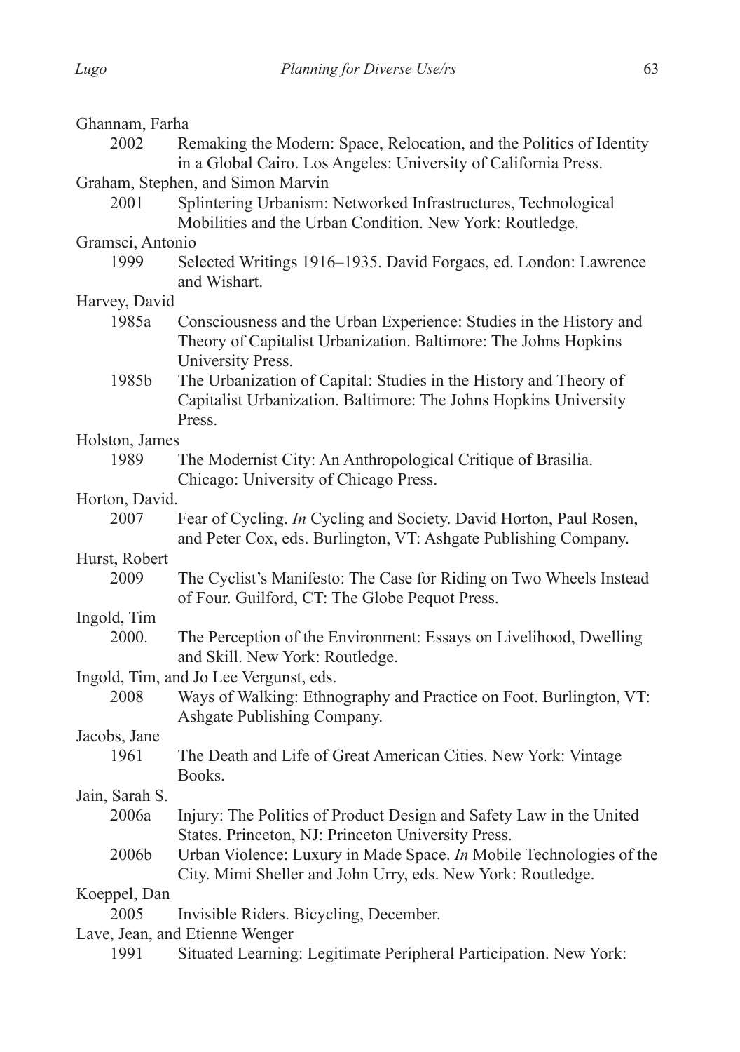Ghannam, Farha

2002 Remaking the Modern: Space, Relocation, and the Politics of Identity in a Global Cairo. Los Angeles: University of California Press.

Graham, Stephen, and Simon Marvin

2001 Splintering Urbanism: Networked Infrastructures, Technological Mobilities and the Urban Condition. New York: Routledge.

Gramsci, Antonio

1999 Selected Writings 1916–1935. David Forgacs, ed. London: Lawrence and Wishart.

Harvey, David

1985a Consciousness and the Urban Experience: Studies in the History and Theory of Capitalist Urbanization. Baltimore: The Johns Hopkins University Press.

1985b The Urbanization of Capital: Studies in the History and Theory of Capitalist Urbanization. Baltimore: The Johns Hopkins University Press.

Holston, James

1989 The Modernist City: An Anthropological Critique of Brasilia. Chicago: University of Chicago Press.

Horton, David.

2007 Fear of Cycling. *In* Cycling and Society. David Horton, Paul Rosen, and Peter Cox, eds. Burlington, VT: Ashgate Publishing Company.

Hurst, Robert

2009 The Cyclist's Manifesto: The Case for Riding on Two Wheels Instead of Four. Guilford, CT: The Globe Pequot Press.

Ingold, Tim

2000. The Perception of the Environment: Essays on Livelihood, Dwelling and Skill. New York: Routledge.

Ingold, Tim, and Jo Lee Vergunst, eds.

2008 Ways of Walking: Ethnography and Practice on Foot. Burlington, VT: Ashgate Publishing Company.

Jacobs, Jane

1961 The Death and Life of Great American Cities. New York: Vintage Books.

Jain, Sarah S.

2006a Injury: The Politics of Product Design and Safety Law in the United States. Princeton, NJ: Princeton University Press.

2006b Urban Violence: Luxury in Made Space. *In* Mobile Technologies of the City. Mimi Sheller and John Urry, eds. New York: Routledge.

Koeppel, Dan

2005 Invisible Riders. Bicycling, December.

Lave, Jean, and Etienne Wenger

1991 Situated Learning: Legitimate Peripheral Participation. New York: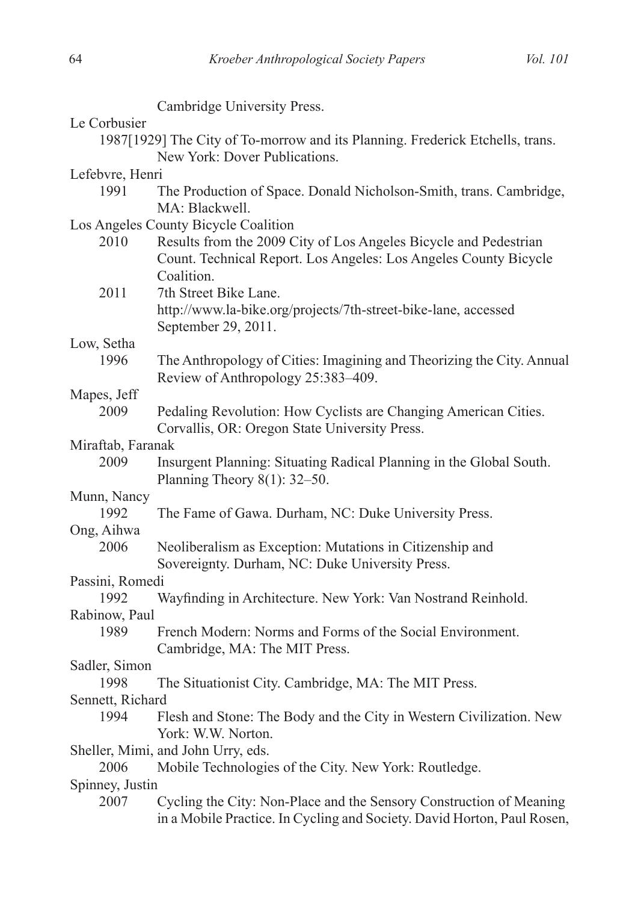Cambridge University Press.

Le Corbusier

1987[1929] The City of To-morrow and its Planning. Frederick Etchells, trans. New York: Dover Publications.

Lefebvre, Henri

1991 The Production of Space. Donald Nicholson-Smith, trans. Cambridge, MA: Blackwell.

Los Angeles County Bicycle Coalition

2010 Results from the 2009 City of Los Angeles Bicycle and Pedestrian Count. Technical Report. Los Angeles: Los Angeles County Bicycle Coalition.

2011 7th Street Bike Lane. http://www.la-bike.org/projects/7th-street-bike-lane, accessed September 29, 2011.

Low, Setha

1996 The Anthropology of Cities: Imagining and Theorizing the City. Annual Review of Anthropology 25:383–409.

Mapes, Jeff

2009 Pedaling Revolution: How Cyclists are Changing American Cities. Corvallis, OR: Oregon State University Press.

Miraftab, Faranak

2009 Insurgent Planning: Situating Radical Planning in the Global South. Planning Theory 8(1): 32–50.

Munn, Nancy

1992 The Fame of Gawa. Durham, NC: Duke University Press.

Ong, Aihwa

2006 Neoliberalism as Exception: Mutations in Citizenship and Sovereignty. Durham, NC: Duke University Press.

Passini, Romedi

1992 Wayfinding in Architecture. New York: Van Nostrand Reinhold.

Rabinow, Paul

1989 French Modern: Norms and Forms of the Social Environment. Cambridge, MA: The MIT Press.

Sadler, Simon

1998 The Situationist City. Cambridge, MA: The MIT Press.

Sennett, Richard

1994 Flesh and Stone: The Body and the City in Western Civilization. New York: W.W. Norton.

Sheller, Mimi, and John Urry, eds.

2006 Mobile Technologies of the City. New York: Routledge.

Spinney, Justin

2007 Cycling the City: Non-Place and the Sensory Construction of Meaning in a Mobile Practice. In Cycling and Society. David Horton, Paul Rosen,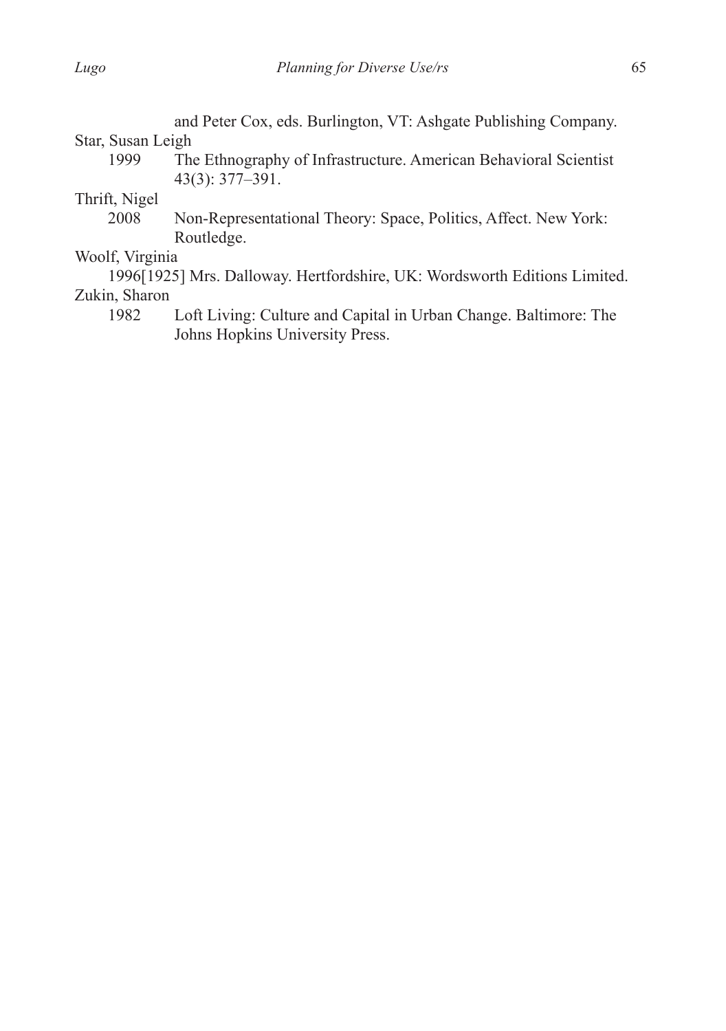and Peter Cox, eds. Burlington, VT: Ashgate Publishing Company.

Star, Susan Leigh

1999 The Ethnography of Infrastructure. American Behavioral Scientist 43(3): 377–391.

Thrift, Nigel

2008 Non-Representational Theory: Space, Politics, Affect. New York: Routledge.

Woolf, Virginia

1996[1925] Mrs. Dalloway. Hertfordshire, UK: Wordsworth Editions Limited.

Zukin, Sharon

1982 Loft Living: Culture and Capital in Urban Change. Baltimore: The Johns Hopkins University Press.